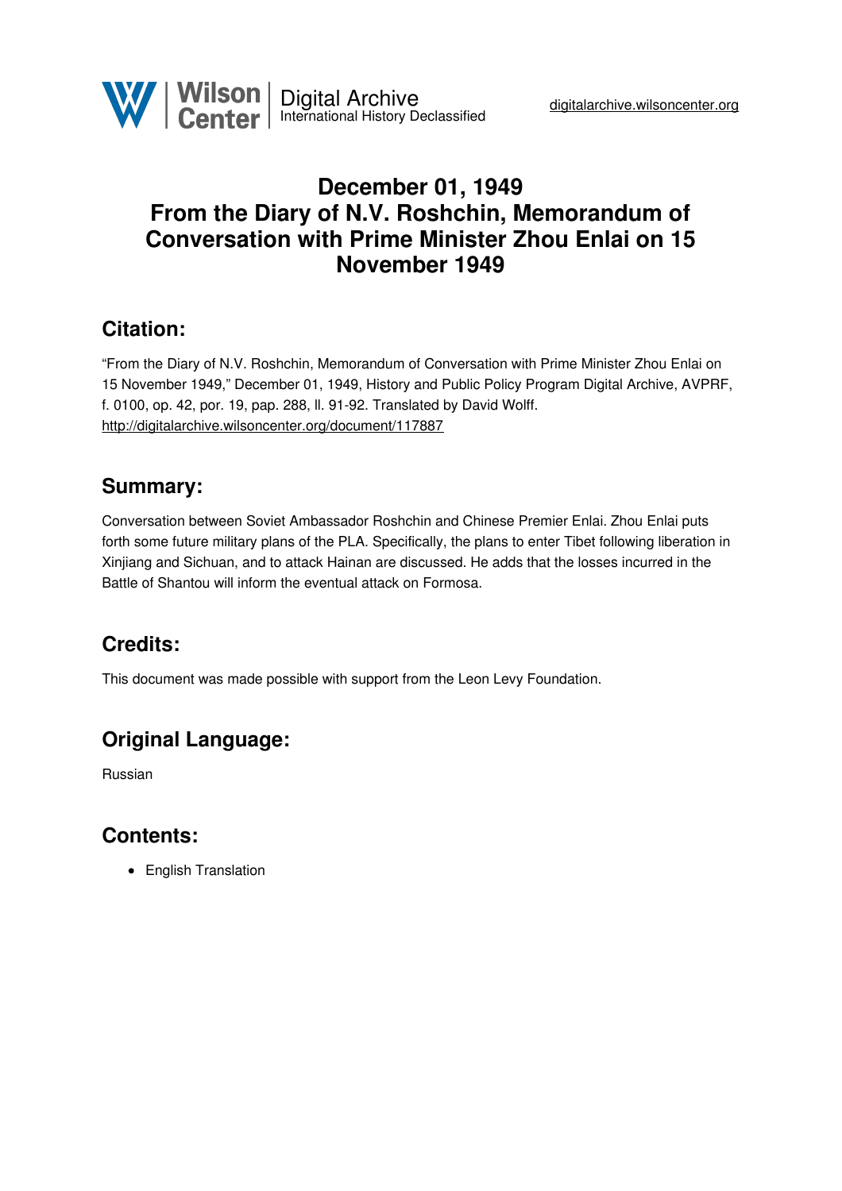# December 01, 1949
# From the Diary of N.V. Roshchin, Memorandum of Conversation with Prime Minister Zhou Enlai on 15 November 1949

## Citation:

"From the Diary of N.V. Roshchin, Memorandum of Conversation with Prime Minister Zhou Enlai on 15 November 1949," December 01, 1949, History and Public Policy Program Digital Archive, AVPRF, f. 0100, op. 42, por. 19, pap. 288, ll. 91-92. Translated by David Wolff.
http://digitalarchive.wilsoncenter.org/document/117887

## Summary:

Conversation between Soviet Ambassador Roshchin and Chinese Premier Enlai. Zhou Enlai puts forth some future military plans of the PLA. Specifically, the plans to enter Tibet following liberation in Xinjiang and Sichuan, and to attack Hainan are discussed. He adds that the losses incurred in the Battle of Shantou will inform the eventual attack on Formosa.

## Credits:

This document was made possible with support from the Leon Levy Foundation.

## Original Language:

Russian

## Contents:

- English Translation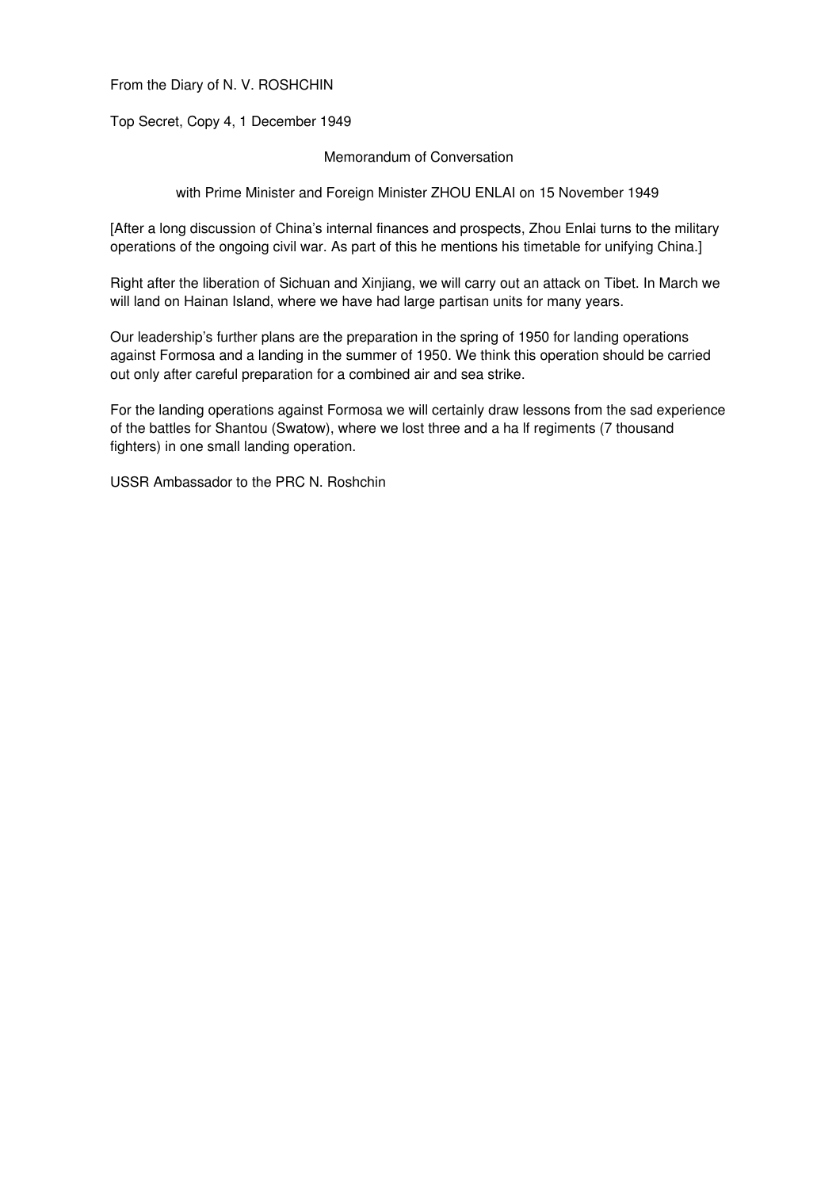From the Diary of N. V. ROSHCHIN

Top Secret, Copy 4, 1 December 1949

Memorandum of Conversation

with Prime Minister and Foreign Minister ZHOU ENLAI on 15 November 1949

[After a long discussion of China's internal finances and prospects, Zhou Enlai turns to the military operations of the ongoing civil war. As part of this he mentions his timetable for unifying China.]

Right after the liberation of Sichuan and Xinjiang, we will carry out an attack on Tibet. In March we will land on Hainan Island, where we have had large partisan units for many years.

Our leadership's further plans are the preparation in the spring of 1950 for landing operations against Formosa and a landing in the summer of 1950. We think this operation should be carried out only after careful preparation for a combined air and sea strike.

For the landing operations against Formosa we will certainly draw lessons from the sad experience of the battles for Shantou (Swatow), where we lost three and a ha lf regiments (7 thousand fighters) in one small landing operation.

USSR Ambassador to the PRC N. Roshchin